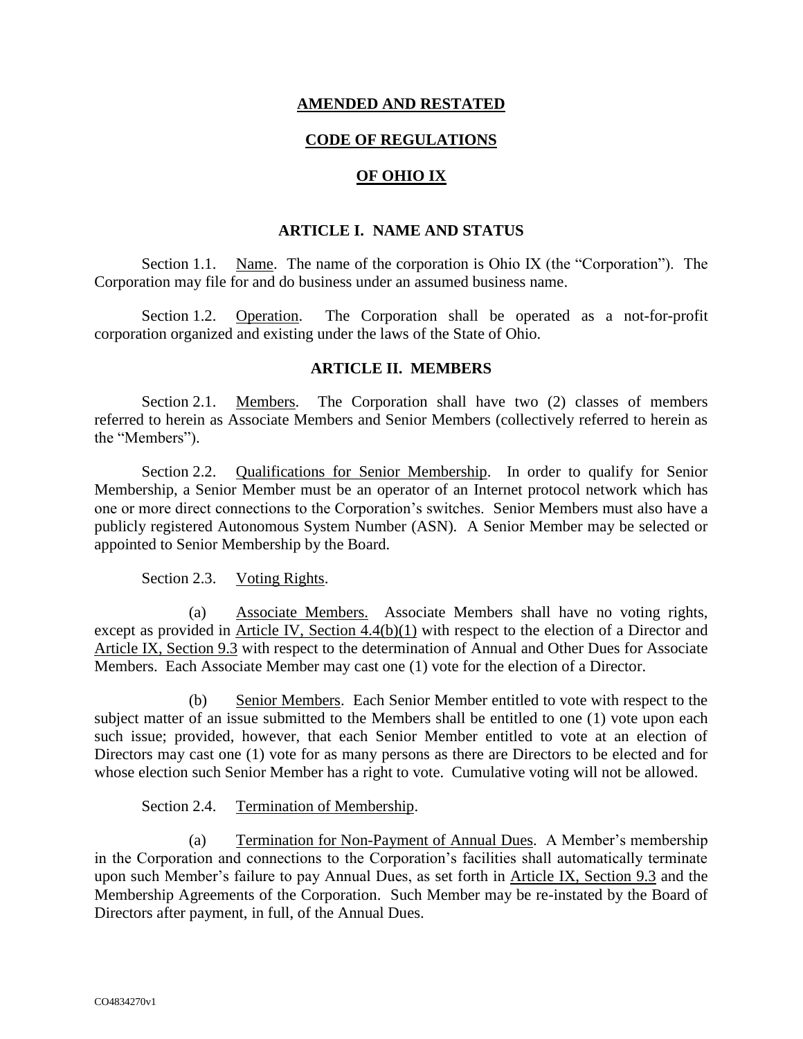# AMENDED AND RESTATED

# CODE OF REGULATIONS

# OF OHIO IX

## ARTICLE I. NAME AND STATUS

Section 1.1. Name. The name of the corporation is Ohio IX (the "Corporation"). The Corporation may file for and do business under an assumed business name.

Section 1.2. Operation. The Corporation shall be operated as a not-for-profit corporation organized and existing under the laws of the State of Ohio.

## ARTICLE II. MEMBERS

Section 2.1. Members. The Corporation shall have two (2) classes of members referred to herein as Associate Members and Senior Members (collectively referred to herein as the "Members").

Section 2.2. Qualifications for Senior Membership. In order to qualify for Senior Membership, a Senior Member must be an operator of an Internet protocol network which has one or more direct connections to the Corporation's switches. Senior Members must also have a publicly registered Autonomous System Number (ASN). A Senior Member may be selected or appointed to Senior Membership by the Board.

Section 2.3. Voting Rights.

(a) Associate Members. Associate Members shall have no voting rights, except as provided in Article IV, Section 4.4(b)(1) with respect to the election of a Director and Article IX, Section 9.3 with respect to the determination of Annual and Other Dues for Associate Members. Each Associate Member may cast one (1) vote for the election of a Director.

(b) Senior Members. Each Senior Member entitled to vote with respect to the subject matter of an issue submitted to the Members shall be entitled to one (1) vote upon each such issue; provided, however, that each Senior Member entitled to vote at an election of Directors may cast one (1) vote for as many persons as there are Directors to be elected and for whose election such Senior Member has a right to vote. Cumulative voting will not be allowed.

Section 2.4. Termination of Membership.

(a) Termination for Non-Payment of Annual Dues. A Member's membership in the Corporation and connections to the Corporation's facilities shall automatically terminate upon such Member's failure to pay Annual Dues, as set forth in Article IX, Section 9.3 and the Membership Agreements of the Corporation. Such Member may be re-instated by the Board of Directors after payment, in full, of the Annual Dues.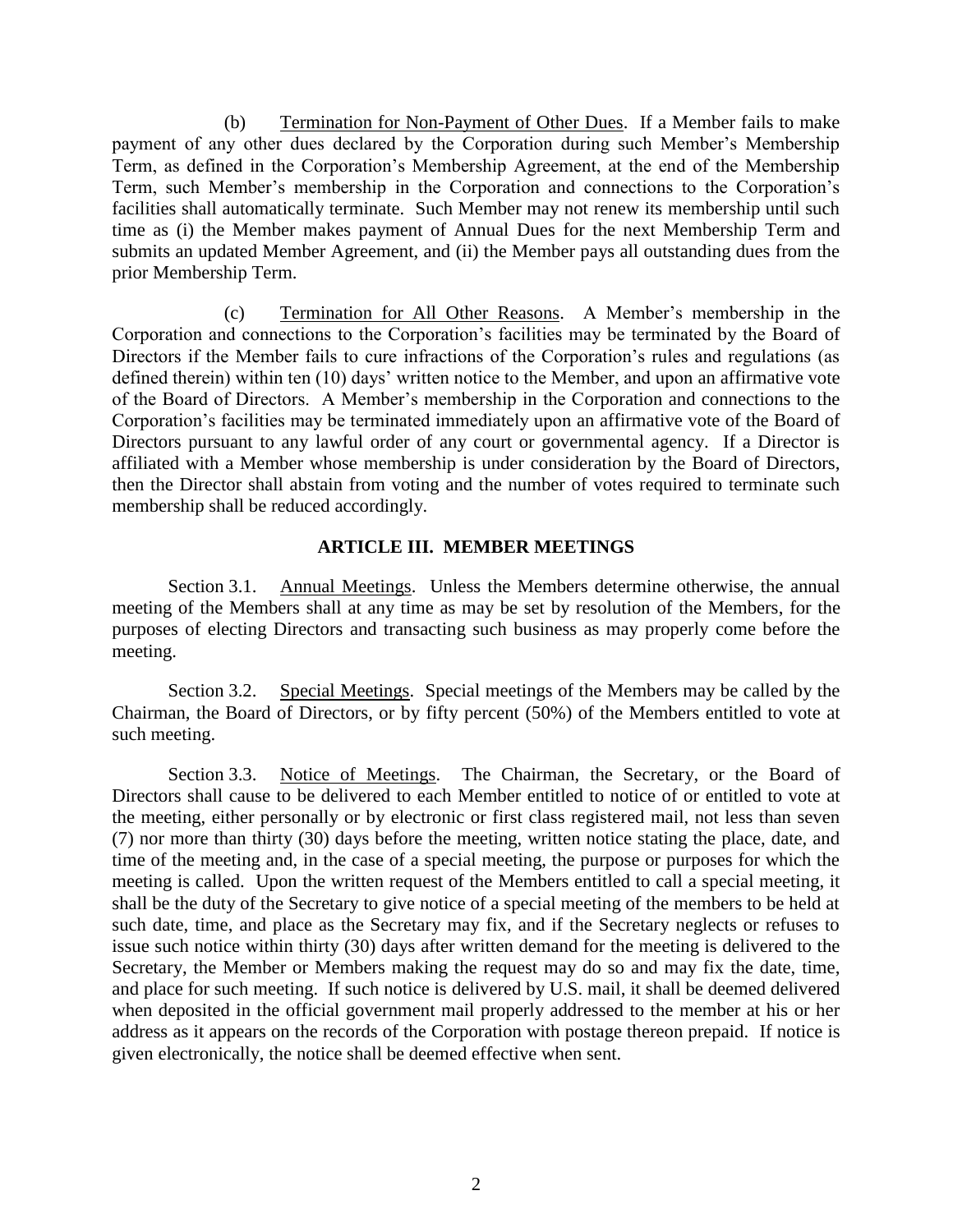(b) Termination for Non-Payment of Other Dues. If a Member fails to make payment of any other dues declared by the Corporation during such Member's Membership Term, as defined in the Corporation's Membership Agreement, at the end of the Membership Term, such Member's membership in the Corporation and connections to the Corporation's facilities shall automatically terminate. Such Member may not renew its membership until such time as (i) the Member makes payment of Annual Dues for the next Membership Term and submits an updated Member Agreement, and (ii) the Member pays all outstanding dues from the prior Membership Term.

(c) Termination for All Other Reasons. A Member's membership in the Corporation and connections to the Corporation's facilities may be terminated by the Board of Directors if the Member fails to cure infractions of the Corporation's rules and regulations (as defined therein) within ten (10) days' written notice to the Member, and upon an affirmative vote of the Board of Directors. A Member's membership in the Corporation and connections to the Corporation's facilities may be terminated immediately upon an affirmative vote of the Board of Directors pursuant to any lawful order of any court or governmental agency. If a Director is affiliated with a Member whose membership is under consideration by the Board of Directors, then the Director shall abstain from voting and the number of votes required to terminate such membership shall be reduced accordingly.

## ARTICLE III. MEMBER MEETINGS

Section 3.1. Annual Meetings. Unless the Members determine otherwise, the annual meeting of the Members shall at any time as may be set by resolution of the Members, for the purposes of electing Directors and transacting such business as may properly come before the meeting.

Section 3.2. Special Meetings. Special meetings of the Members may be called by the Chairman, the Board of Directors, or by fifty percent (50%) of the Members entitled to vote at such meeting.

Section 3.3. Notice of Meetings. The Chairman, the Secretary, or the Board of Directors shall cause to be delivered to each Member entitled to notice of or entitled to vote at the meeting, either personally or by electronic or first class registered mail, not less than seven (7) nor more than thirty (30) days before the meeting, written notice stating the place, date, and time of the meeting and, in the case of a special meeting, the purpose or purposes for which the meeting is called. Upon the written request of the Members entitled to call a special meeting, it shall be the duty of the Secretary to give notice of a special meeting of the members to be held at such date, time, and place as the Secretary may fix, and if the Secretary neglects or refuses to issue such notice within thirty (30) days after written demand for the meeting is delivered to the Secretary, the Member or Members making the request may do so and may fix the date, time, and place for such meeting. If such notice is delivered by U.S. mail, it shall be deemed delivered when deposited in the official government mail properly addressed to the member at his or her address as it appears on the records of the Corporation with postage thereon prepaid. If notice is given electronically, the notice shall be deemed effective when sent.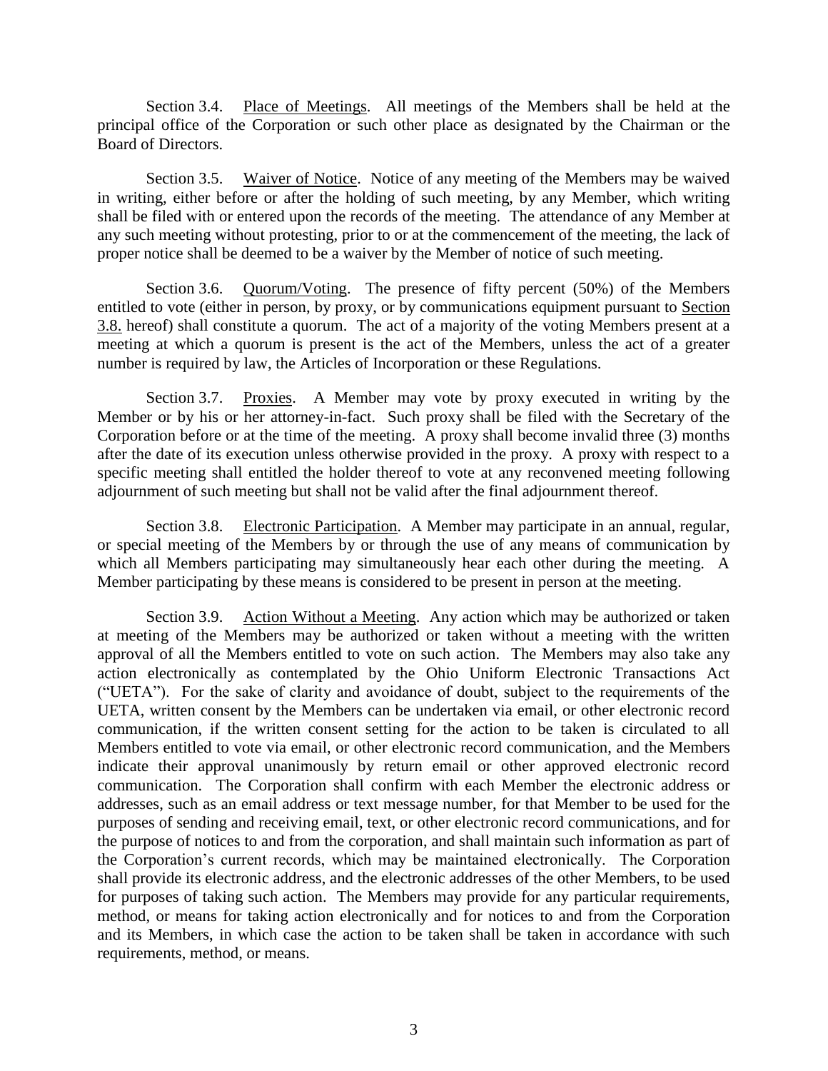Section 3.4. Place of Meetings. All meetings of the Members shall be held at the principal office of the Corporation or such other place as designated by the Chairman or the Board of Directors.

Section 3.5. Waiver of Notice. Notice of any meeting of the Members may be waived in writing, either before or after the holding of such meeting, by any Member, which writing shall be filed with or entered upon the records of the meeting. The attendance of any Member at any such meeting without protesting, prior to or at the commencement of the meeting, the lack of proper notice shall be deemed to be a waiver by the Member of notice of such meeting.

Section 3.6. Quorum/Voting. The presence of fifty percent (50%) of the Members entitled to vote (either in person, by proxy, or by communications equipment pursuant to Section 3.8. hereof) shall constitute a quorum. The act of a majority of the voting Members present at a meeting at which a quorum is present is the act of the Members, unless the act of a greater number is required by law, the Articles of Incorporation or these Regulations.

Section 3.7. Proxies. A Member may vote by proxy executed in writing by the Member or by his or her attorney-in-fact. Such proxy shall be filed with the Secretary of the Corporation before or at the time of the meeting. A proxy shall become invalid three (3) months after the date of its execution unless otherwise provided in the proxy. A proxy with respect to a specific meeting shall entitled the holder thereof to vote at any reconvened meeting following adjournment of such meeting but shall not be valid after the final adjournment thereof.

Section 3.8. Electronic Participation. A Member may participate in an annual, regular, or special meeting of the Members by or through the use of any means of communication by which all Members participating may simultaneously hear each other during the meeting. A Member participating by these means is considered to be present in person at the meeting.

Section 3.9. Action Without a Meeting. Any action which may be authorized or taken at meeting of the Members may be authorized or taken without a meeting with the written approval of all the Members entitled to vote on such action. The Members may also take any action electronically as contemplated by the Ohio Uniform Electronic Transactions Act ("UETA"). For the sake of clarity and avoidance of doubt, subject to the requirements of the UETA, written consent by the Members can be undertaken via email, or other electronic record communication, if the written consent setting for the action to be taken is circulated to all Members entitled to vote via email, or other electronic record communication, and the Members indicate their approval unanimously by return email or other approved electronic record communication. The Corporation shall confirm with each Member the electronic address or addresses, such as an email address or text message number, for that Member to be used for the purposes of sending and receiving email, text, or other electronic record communications, and for the purpose of notices to and from the corporation, and shall maintain such information as part of the Corporation's current records, which may be maintained electronically. The Corporation shall provide its electronic address, and the electronic addresses of the other Members, to be used for purposes of taking such action. The Members may provide for any particular requirements, method, or means for taking action electronically and for notices to and from the Corporation and its Members, in which case the action to be taken shall be taken in accordance with such requirements, method, or means.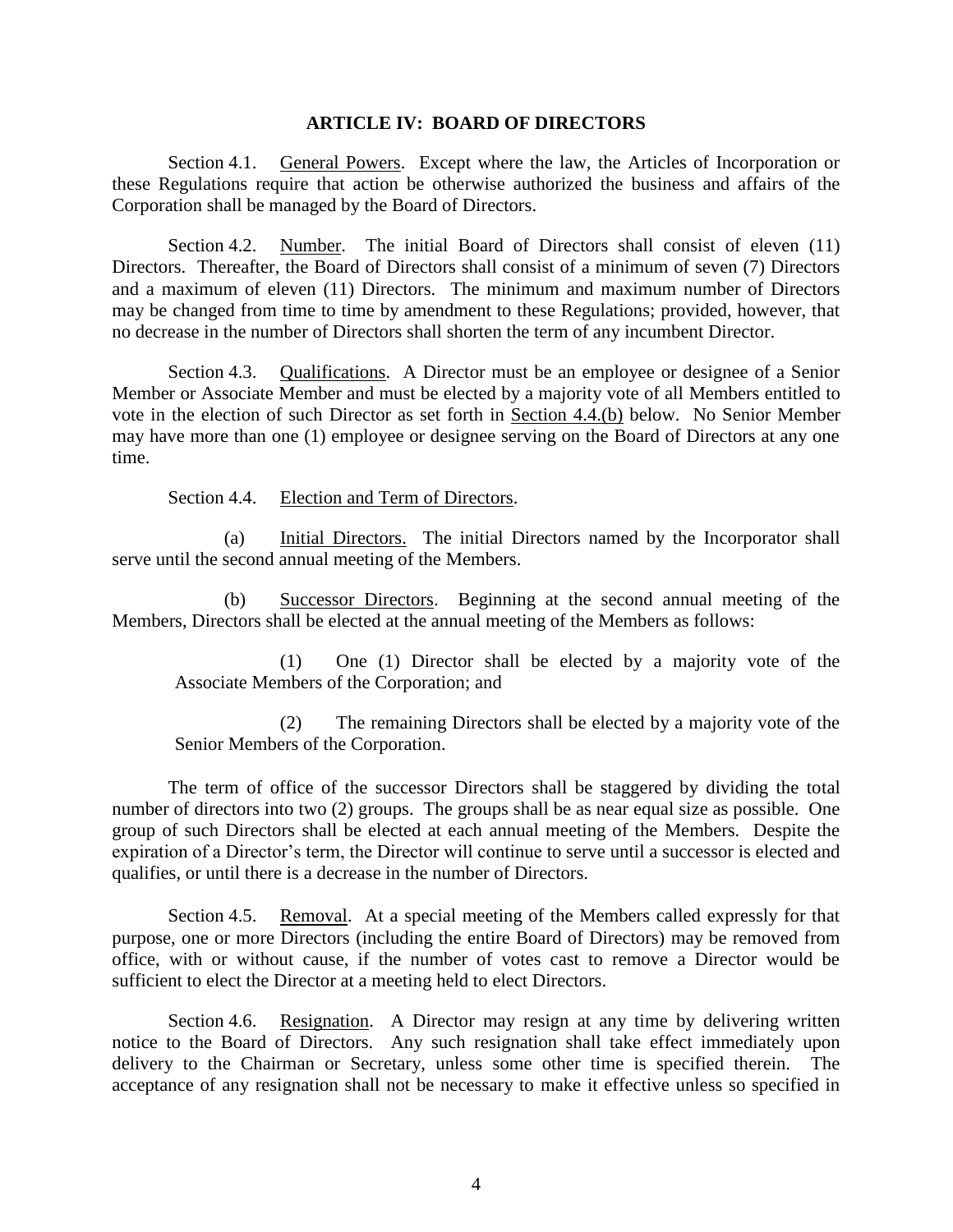## ARTICLE IV: BOARD OF DIRECTORS

Section 4.1. General Powers. Except where the law, the Articles of Incorporation or these Regulations require that action be otherwise authorized the business and affairs of the Corporation shall be managed by the Board of Directors.

Section 4.2. Number. The initial Board of Directors shall consist of eleven (11) Directors. Thereafter, the Board of Directors shall consist of a minimum of seven (7) Directors and a maximum of eleven (11) Directors. The minimum and maximum number of Directors may be changed from time to time by amendment to these Regulations; provided, however, that no decrease in the number of Directors shall shorten the term of any incumbent Director.

Section 4.3. Qualifications. A Director must be an employee or designee of a Senior Member or Associate Member and must be elected by a majority vote of all Members entitled to vote in the election of such Director as set forth in Section 4.4.(b) below. No Senior Member may have more than one (1) employee or designee serving on the Board of Directors at any one time.

Section 4.4. Election and Term of Directors.

(a) Initial Directors. The initial Directors named by the Incorporator shall serve until the second annual meeting of the Members.

(b) Successor Directors. Beginning at the second annual meeting of the Members, Directors shall be elected at the annual meeting of the Members as follows:

(1) One (1) Director shall be elected by a majority vote of the Associate Members of the Corporation; and

(2) The remaining Directors shall be elected by a majority vote of the Senior Members of the Corporation.

The term of office of the successor Directors shall be staggered by dividing the total number of directors into two (2) groups. The groups shall be as near equal size as possible. One group of such Directors shall be elected at each annual meeting of the Members. Despite the expiration of a Director's term, the Director will continue to serve until a successor is elected and qualifies, or until there is a decrease in the number of Directors.

Section 4.5. Removal. At a special meeting of the Members called expressly for that purpose, one or more Directors (including the entire Board of Directors) may be removed from office, with or without cause, if the number of votes cast to remove a Director would be sufficient to elect the Director at a meeting held to elect Directors.

Section 4.6. Resignation. A Director may resign at any time by delivering written notice to the Board of Directors. Any such resignation shall take effect immediately upon delivery to the Chairman or Secretary, unless some other time is specified therein. The acceptance of any resignation shall not be necessary to make it effective unless so specified in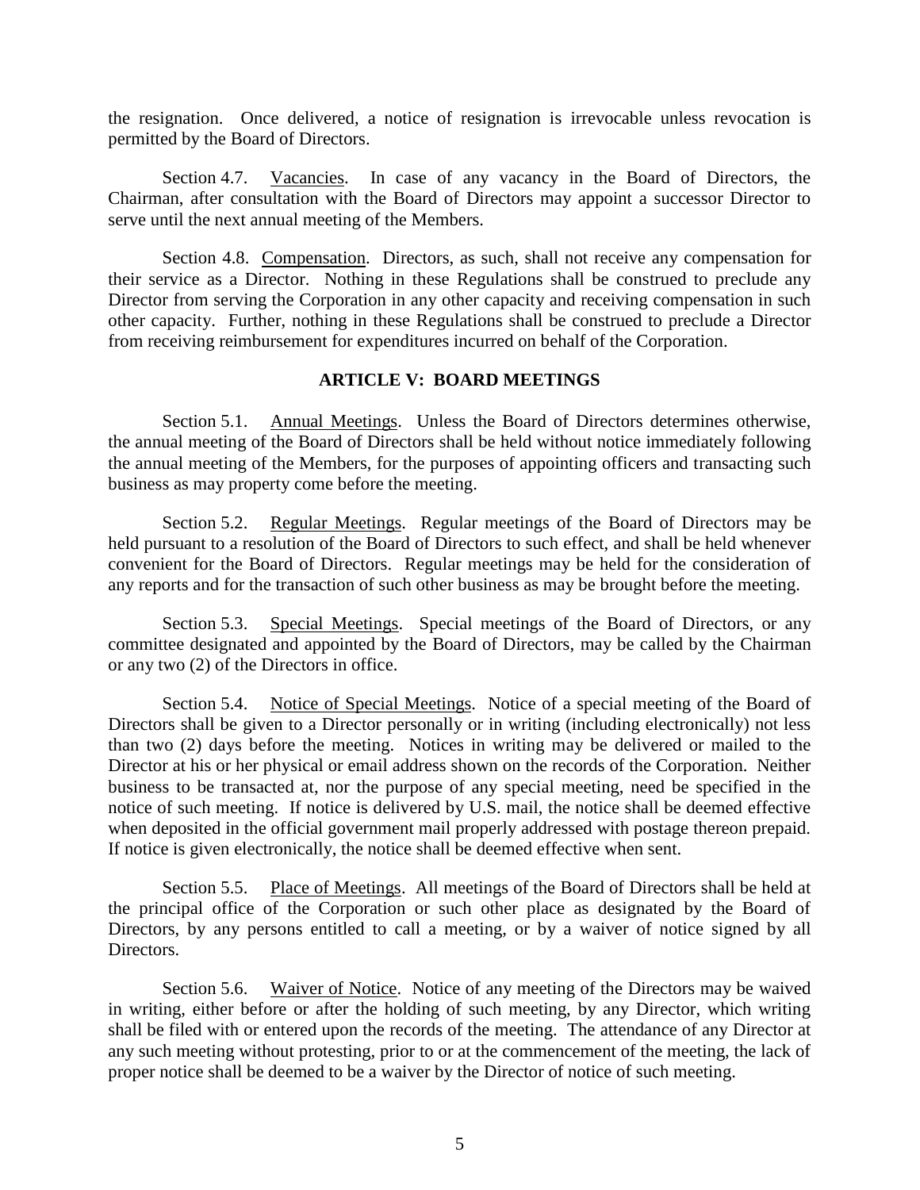the resignation. Once delivered, a notice of resignation is irrevocable unless revocation is permitted by the Board of Directors.

Section 4.7. Vacancies. In case of any vacancy in the Board of Directors, the Chairman, after consultation with the Board of Directors may appoint a successor Director to serve until the next annual meeting of the Members.

Section 4.8. Compensation. Directors, as such, shall not receive any compensation for their service as a Director. Nothing in these Regulations shall be construed to preclude any Director from serving the Corporation in any other capacity and receiving compensation in such other capacity. Further, nothing in these Regulations shall be construed to preclude a Director from receiving reimbursement for expenditures incurred on behalf of the Corporation.

## ARTICLE V: BOARD MEETINGS

Section 5.1. Annual Meetings. Unless the Board of Directors determines otherwise, the annual meeting of the Board of Directors shall be held without notice immediately following the annual meeting of the Members, for the purposes of appointing officers and transacting such business as may property come before the meeting.

Section 5.2. Regular Meetings. Regular meetings of the Board of Directors may be held pursuant to a resolution of the Board of Directors to such effect, and shall be held whenever convenient for the Board of Directors. Regular meetings may be held for the consideration of any reports and for the transaction of such other business as may be brought before the meeting.

Section 5.3. Special Meetings. Special meetings of the Board of Directors, or any committee designated and appointed by the Board of Directors, may be called by the Chairman or any two (2) of the Directors in office.

Section 5.4. Notice of Special Meetings. Notice of a special meeting of the Board of Directors shall be given to a Director personally or in writing (including electronically) not less than two (2) days before the meeting. Notices in writing may be delivered or mailed to the Director at his or her physical or email address shown on the records of the Corporation. Neither business to be transacted at, nor the purpose of any special meeting, need be specified in the notice of such meeting. If notice is delivered by U.S. mail, the notice shall be deemed effective when deposited in the official government mail properly addressed with postage thereon prepaid. If notice is given electronically, the notice shall be deemed effective when sent.

Section 5.5. Place of Meetings. All meetings of the Board of Directors shall be held at the principal office of the Corporation or such other place as designated by the Board of Directors, by any persons entitled to call a meeting, or by a waiver of notice signed by all Directors.

Section 5.6. Waiver of Notice. Notice of any meeting of the Directors may be waived in writing, either before or after the holding of such meeting, by any Director, which writing shall be filed with or entered upon the records of the meeting. The attendance of any Director at any such meeting without protesting, prior to or at the commencement of the meeting, the lack of proper notice shall be deemed to be a waiver by the Director of notice of such meeting.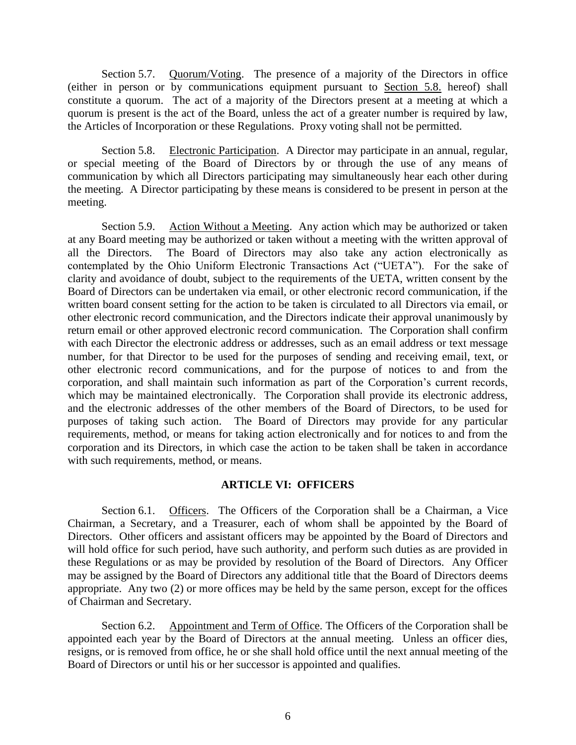Section 5.7. Quorum/Voting. The presence of a majority of the Directors in office (either in person or by communications equipment pursuant to Section 5.8. hereof) shall constitute a quorum. The act of a majority of the Directors present at a meeting at which a quorum is present is the act of the Board, unless the act of a greater number is required by law, the Articles of Incorporation or these Regulations. Proxy voting shall not be permitted.

Section 5.8. Electronic Participation. A Director may participate in an annual, regular, or special meeting of the Board of Directors by or through the use of any means of communication by which all Directors participating may simultaneously hear each other during the meeting. A Director participating by these means is considered to be present in person at the meeting.

Section 5.9. Action Without a Meeting. Any action which may be authorized or taken at any Board meeting may be authorized or taken without a meeting with the written approval of all the Directors. The Board of Directors may also take any action electronically as contemplated by the Ohio Uniform Electronic Transactions Act ("UETA"). For the sake of clarity and avoidance of doubt, subject to the requirements of the UETA, written consent by the Board of Directors can be undertaken via email, or other electronic record communication, if the written board consent setting for the action to be taken is circulated to all Directors via email, or other electronic record communication, and the Directors indicate their approval unanimously by return email or other approved electronic record communication. The Corporation shall confirm with each Director the electronic address or addresses, such as an email address or text message number, for that Director to be used for the purposes of sending and receiving email, text, or other electronic record communications, and for the purpose of notices to and from the corporation, and shall maintain such information as part of the Corporation's current records, which may be maintained electronically. The Corporation shall provide its electronic address, and the electronic addresses of the other members of the Board of Directors, to be used for purposes of taking such action. The Board of Directors may provide for any particular requirements, method, or means for taking action electronically and for notices to and from the corporation and its Directors, in which case the action to be taken shall be taken in accordance with such requirements, method, or means.

## ARTICLE VI: OFFICERS

Section 6.1. Officers. The Officers of the Corporation shall be a Chairman, a Vice Chairman, a Secretary, and a Treasurer, each of whom shall be appointed by the Board of Directors. Other officers and assistant officers may be appointed by the Board of Directors and will hold office for such period, have such authority, and perform such duties as are provided in these Regulations or as may be provided by resolution of the Board of Directors. Any Officer may be assigned by the Board of Directors any additional title that the Board of Directors deems appropriate. Any two (2) or more offices may be held by the same person, except for the offices of Chairman and Secretary.

Section 6.2. Appointment and Term of Office. The Officers of the Corporation shall be appointed each year by the Board of Directors at the annual meeting. Unless an officer dies, resigns, or is removed from office, he or she shall hold office until the next annual meeting of the Board of Directors or until his or her successor is appointed and qualifies.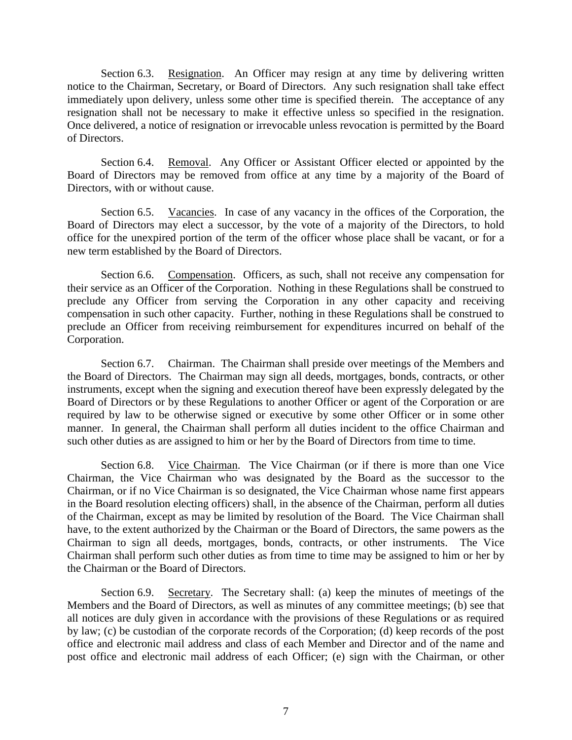Section 6.3. Resignation. An Officer may resign at any time by delivering written notice to the Chairman, Secretary, or Board of Directors. Any such resignation shall take effect immediately upon delivery, unless some other time is specified therein. The acceptance of any resignation shall not be necessary to make it effective unless so specified in the resignation. Once delivered, a notice of resignation or irrevocable unless revocation is permitted by the Board of Directors.

Section 6.4. Removal. Any Officer or Assistant Officer elected or appointed by the Board of Directors may be removed from office at any time by a majority of the Board of Directors, with or without cause.

Section 6.5. Vacancies. In case of any vacancy in the offices of the Corporation, the Board of Directors may elect a successor, by the vote of a majority of the Directors, to hold office for the unexpired portion of the term of the officer whose place shall be vacant, or for a new term established by the Board of Directors.

Section 6.6. Compensation. Officers, as such, shall not receive any compensation for their service as an Officer of the Corporation. Nothing in these Regulations shall be construed to preclude any Officer from serving the Corporation in any other capacity and receiving compensation in such other capacity. Further, nothing in these Regulations shall be construed to preclude an Officer from receiving reimbursement for expenditures incurred on behalf of the Corporation.

Section 6.7. Chairman. The Chairman shall preside over meetings of the Members and the Board of Directors. The Chairman may sign all deeds, mortgages, bonds, contracts, or other instruments, except when the signing and execution thereof have been expressly delegated by the Board of Directors or by these Regulations to another Officer or agent of the Corporation or are required by law to be otherwise signed or executive by some other Officer or in some other manner. In general, the Chairman shall perform all duties incident to the office Chairman and such other duties as are assigned to him or her by the Board of Directors from time to time.

Section 6.8. Vice Chairman. The Vice Chairman (or if there is more than one Vice Chairman, the Vice Chairman who was designated by the Board as the successor to the Chairman, or if no Vice Chairman is so designated, the Vice Chairman whose name first appears in the Board resolution electing officers) shall, in the absence of the Chairman, perform all duties of the Chairman, except as may be limited by resolution of the Board. The Vice Chairman shall have, to the extent authorized by the Chairman or the Board of Directors, the same powers as the Chairman to sign all deeds, mortgages, bonds, contracts, or other instruments. The Vice Chairman shall perform such other duties as from time to time may be assigned to him or her by the Chairman or the Board of Directors.

Section 6.9. Secretary. The Secretary shall: (a) keep the minutes of meetings of the Members and the Board of Directors, as well as minutes of any committee meetings; (b) see that all notices are duly given in accordance with the provisions of these Regulations or as required by law; (c) be custodian of the corporate records of the Corporation; (d) keep records of the post office and electronic mail address and class of each Member and Director and of the name and post office and electronic mail address of each Officer; (e) sign with the Chairman, or other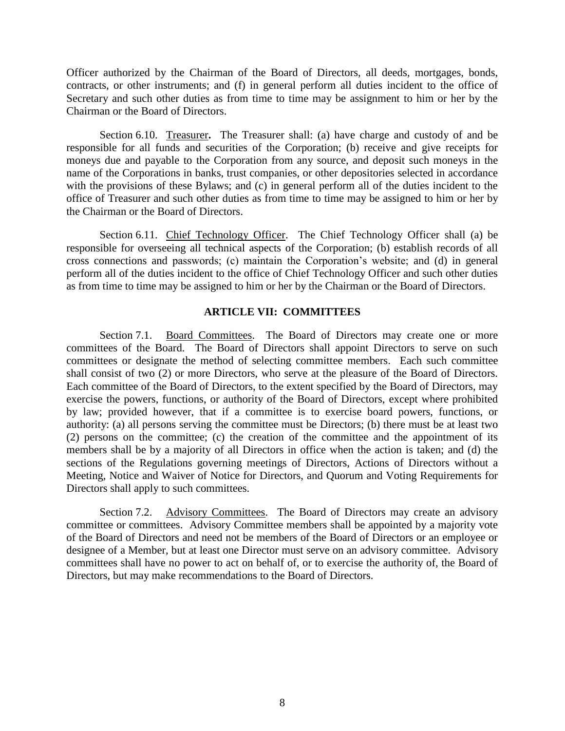Officer authorized by the Chairman of the Board of Directors, all deeds, mortgages, bonds, contracts, or other instruments; and (f) in general perform all duties incident to the office of Secretary and such other duties as from time to time may be assignment to him or her by the Chairman or the Board of Directors.

Section 6.10. Treasurer**.** The Treasurer shall: (a) have charge and custody of and be responsible for all funds and securities of the Corporation; (b) receive and give receipts for moneys due and payable to the Corporation from any source, and deposit such moneys in the name of the Corporations in banks, trust companies, or other depositories selected in accordance with the provisions of these Bylaws; and (c) in general perform all of the duties incident to the office of Treasurer and such other duties as from time to time may be assigned to him or her by the Chairman or the Board of Directors.

Section 6.11. Chief Technology Officer. The Chief Technology Officer shall (a) be responsible for overseeing all technical aspects of the Corporation; (b) establish records of all cross connections and passwords; (c) maintain the Corporation's website; and (d) in general perform all of the duties incident to the office of Chief Technology Officer and such other duties as from time to time may be assigned to him or her by the Chairman or the Board of Directors.

## ARTICLE VII: COMMITTEES

Section 7.1. Board Committees. The Board of Directors may create one or more committees of the Board. The Board of Directors shall appoint Directors to serve on such committees or designate the method of selecting committee members. Each such committee shall consist of two (2) or more Directors, who serve at the pleasure of the Board of Directors. Each committee of the Board of Directors, to the extent specified by the Board of Directors, may exercise the powers, functions, or authority of the Board of Directors, except where prohibited by law; provided however, that if a committee is to exercise board powers, functions, or authority: (a) all persons serving the committee must be Directors; (b) there must be at least two (2) persons on the committee; (c) the creation of the committee and the appointment of its members shall be by a majority of all Directors in office when the action is taken; and (d) the sections of the Regulations governing meetings of Directors, Actions of Directors without a Meeting, Notice and Waiver of Notice for Directors, and Quorum and Voting Requirements for Directors shall apply to such committees.

Section 7.2. Advisory Committees. The Board of Directors may create an advisory committee or committees. Advisory Committee members shall be appointed by a majority vote of the Board of Directors and need not be members of the Board of Directors or an employee or designee of a Member, but at least one Director must serve on an advisory committee. Advisory committees shall have no power to act on behalf of, or to exercise the authority of, the Board of Directors, but may make recommendations to the Board of Directors.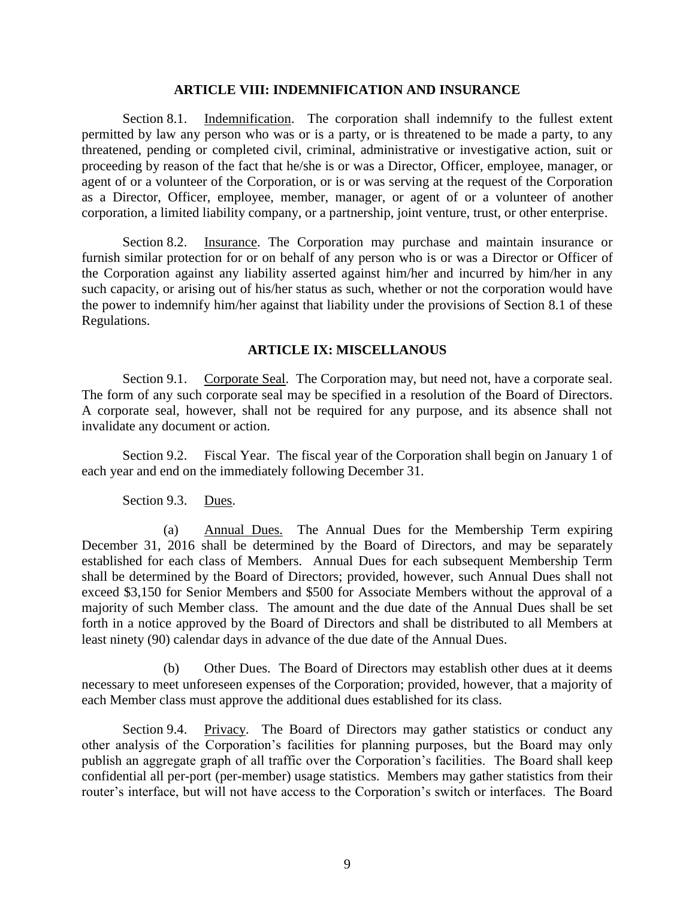## ARTICLE VIII: INDEMNIFICATION AND INSURANCE

Section 8.1. Indemnification. The corporation shall indemnify to the fullest extent permitted by law any person who was or is a party, or is threatened to be made a party, to any threatened, pending or completed civil, criminal, administrative or investigative action, suit or proceeding by reason of the fact that he/she is or was a Director, Officer, employee, manager, or agent of or a volunteer of the Corporation, or is or was serving at the request of the Corporation as a Director, Officer, employee, member, manager, or agent of or a volunteer of another corporation, a limited liability company, or a partnership, joint venture, trust, or other enterprise.

Section 8.2. Insurance. The Corporation may purchase and maintain insurance or furnish similar protection for or on behalf of any person who is or was a Director or Officer of the Corporation against any liability asserted against him/her and incurred by him/her in any such capacity, or arising out of his/her status as such, whether or not the corporation would have the power to indemnify him/her against that liability under the provisions of Section 8.1 of these Regulations.

## ARTICLE IX: MISCELLANOUS

Section 9.1. Corporate Seal. The Corporation may, but need not, have a corporate seal. The form of any such corporate seal may be specified in a resolution of the Board of Directors. A corporate seal, however, shall not be required for any purpose, and its absence shall not invalidate any document or action.

Section 9.2. Fiscal Year. The fiscal year of the Corporation shall begin on January 1 of each year and end on the immediately following December 31.

Section 9.3. Dues.

(a) Annual Dues. The Annual Dues for the Membership Term expiring December 31, 2016 shall be determined by the Board of Directors, and may be separately established for each class of Members. Annual Dues for each subsequent Membership Term shall be determined by the Board of Directors; provided, however, such Annual Dues shall not exceed $3,150 for Senior Members and $500 for Associate Members without the approval of a majority of such Member class. The amount and the due date of the Annual Dues shall be set forth in a notice approved by the Board of Directors and shall be distributed to all Members at least ninety (90) calendar days in advance of the due date of the Annual Dues.

(b) Other Dues. The Board of Directors may establish other dues at it deems necessary to meet unforeseen expenses of the Corporation; provided, however, that a majority of each Member class must approve the additional dues established for its class.

Section 9.4. Privacy. The Board of Directors may gather statistics or conduct any other analysis of the Corporation's facilities for planning purposes, but the Board may only publish an aggregate graph of all traffic over the Corporation's facilities. The Board shall keep confidential all per-port (per-member) usage statistics. Members may gather statistics from their router's interface, but will not have access to the Corporation's switch or interfaces. The Board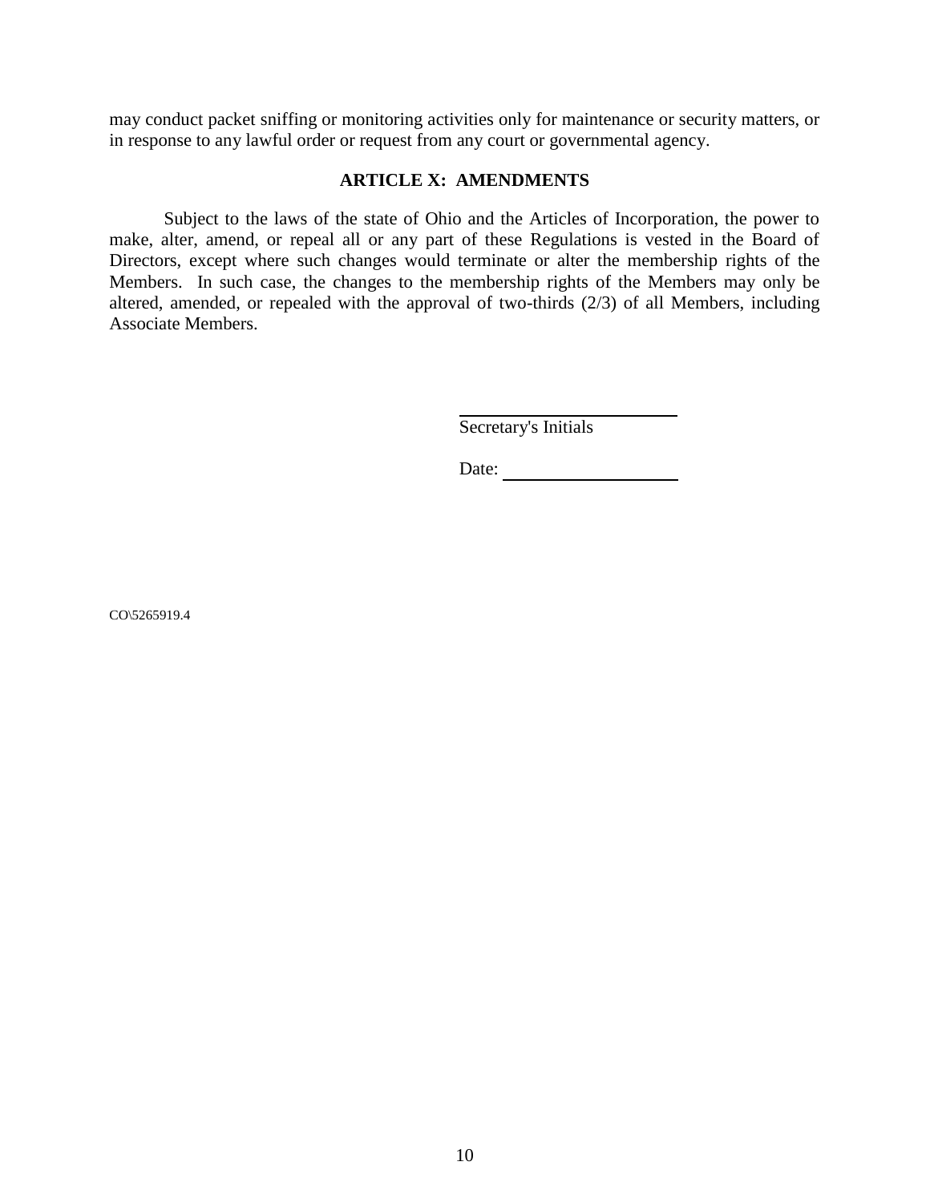may conduct packet sniffing or monitoring activities only for maintenance or security matters, or in response to any lawful order or request from any court or governmental agency.

## ARTICLE X: AMENDMENTS

Subject to the laws of the state of Ohio and the Articles of Incorporation, the power to make, alter, amend, or repeal all or any part of these Regulations is vested in the Board of Directors, except where such changes would terminate or alter the membership rights of the Members. In such case, the changes to the membership rights of the Members may only be altered, amended, or repealed with the approval of two-thirds (2/3) of all Members, including Associate Members.

\_\_\_\_\_\_\_\_\_\_\_\_\_\_\_\_\_\_\_\_\_\_\_\_
Secretary's Initials

Date: \_\_\_\_\_\_\_\_\_\_\_\_\_\_\_\_\_\_\_\_

CO\5265919.4